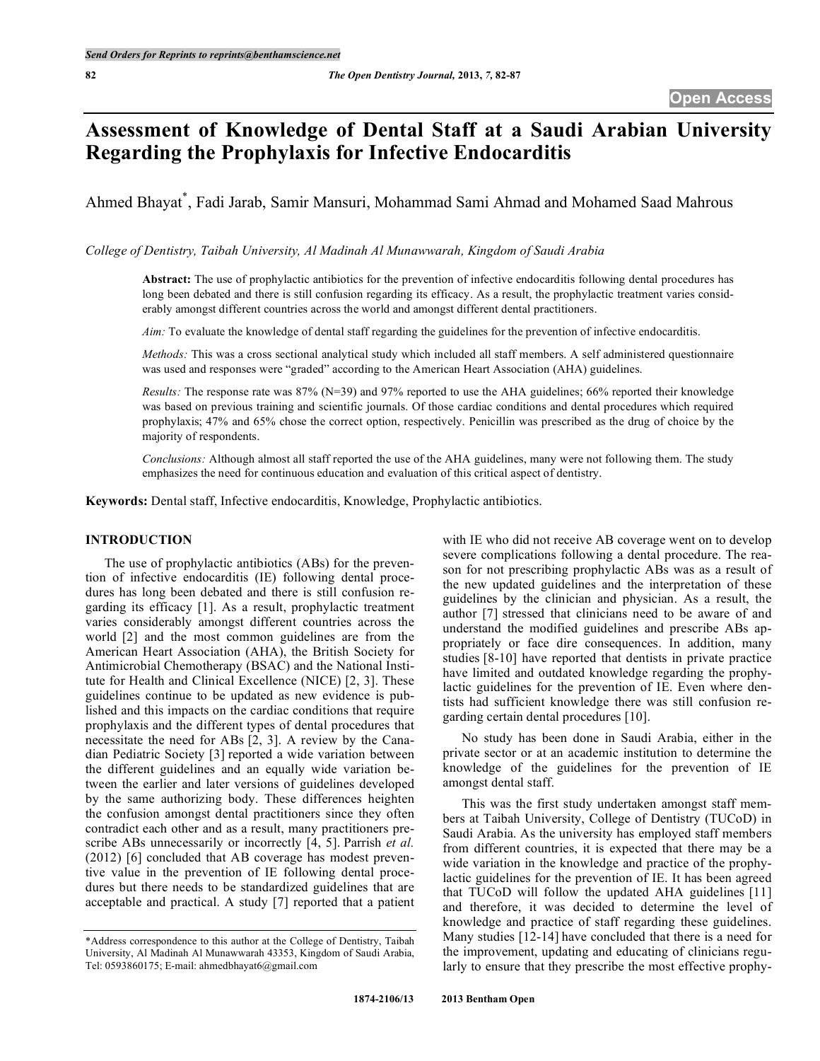# Assessment of Knowledge of Dental Staff at a Saudi Arabian University Regarding the Prophylaxis for Infective Endocarditis

Ahmed Bhayat*, Fadi Jarab, Samir Mansuri, Mohammad Sami Ahmad and Mohamed Saad Mahrous

*College of Dentistry, Taibah University, Al Madinah Al Munawwarah, Kingdom of Saudi Arabia*

**Abstract:** The use of prophylactic antibiotics for the prevention of infective endocarditis following dental procedures has long been debated and there is still confusion regarding its efficacy. As a result, the prophylactic treatment varies considerably amongst different countries across the world and amongst different dental practitioners.

*Aim:* To evaluate the knowledge of dental staff regarding the guidelines for the prevention of infective endocarditis.

*Methods:* This was a cross sectional analytical study which included all staff members. A self administered questionnaire was used and responses were "graded" according to the American Heart Association (AHA) guidelines.

*Results:* The response rate was 87% (N=39) and 97% reported to use the AHA guidelines; 66% reported their knowledge was based on previous training and scientific journals. Of those cardiac conditions and dental procedures which required prophylaxis; 47% and 65% chose the correct option, respectively. Penicillin was prescribed as the drug of choice by the majority of respondents.

*Conclusions:* Although almost all staff reported the use of the AHA guidelines, many were not following them. The study emphasizes the need for continuous education and evaluation of this critical aspect of dentistry.

**Keywords:** Dental staff, Infective endocarditis, Knowledge, Prophylactic antibiotics.

## INTRODUCTION

The use of prophylactic antibiotics (ABs) for the prevention of infective endocarditis (IE) following dental procedures has long been debated and there is still confusion regarding its efficacy [1]. As a result, prophylactic treatment varies considerably amongst different countries across the world [2] and the most common guidelines are from the American Heart Association (AHA), the British Society for Antimicrobial Chemotherapy (BSAC) and the National Institute for Health and Clinical Excellence (NICE) [2, 3]. These guidelines continue to be updated as new evidence is published and this impacts on the cardiac conditions that require prophylaxis and the different types of dental procedures that necessitate the need for ABs [2, 3]. A review by the Canadian Pediatric Society [3] reported a wide variation between the different guidelines and an equally wide variation between the earlier and later versions of guidelines developed by the same authorizing body. These differences heighten the confusion amongst dental practitioners since they often contradict each other and as a result, many practitioners prescribe ABs unnecessarily or incorrectly [4, 5]. Parrish *et al.* (2012) [6] concluded that AB coverage has modest preventive value in the prevention of IE following dental procedures but there needs to be standardized guidelines that are acceptable and practical. A study [7] reported that a patient with IE who did not receive AB coverage went on to develop severe complications following a dental procedure. The reason for not prescribing prophylactic ABs was as a result of the new updated guidelines and the interpretation of these guidelines by the clinician and physician. As a result, the author [7] stressed that clinicians need to be aware of and understand the modified guidelines and prescribe ABs appropriately or face dire consequences. In addition, many studies [8-10] have reported that dentists in private practice have limited and outdated knowledge regarding the prophylactic guidelines for the prevention of IE. Even where dentists had sufficient knowledge there was still confusion regarding certain dental procedures [10].

No study has been done in Saudi Arabia, either in the private sector or at an academic institution to determine the knowledge of the guidelines for the prevention of IE amongst dental staff.

This was the first study undertaken amongst staff members at Taibah University, College of Dentistry (TUCoD) in Saudi Arabia. As the university has employed staff members from different countries, it is expected that there may be a wide variation in the knowledge and practice of the prophylactic guidelines for the prevention of IE. It has been agreed that TUCoD will follow the updated AHA guidelines [11] and therefore, it was decided to determine the level of knowledge and practice of staff regarding these guidelines. Many studies [12-14] have concluded that there is a need for the improvement, updating and educating of clinicians regularly to ensure that they prescribe the most effective prophy-

*Address correspondence to this author at the College of Dentistry, Taibah University, Al Madinah Al Munawwarah 43353, Kingdom of Saudi Arabia, Tel: 0593860175; E-mail: ahmedbhayat6@gmail.com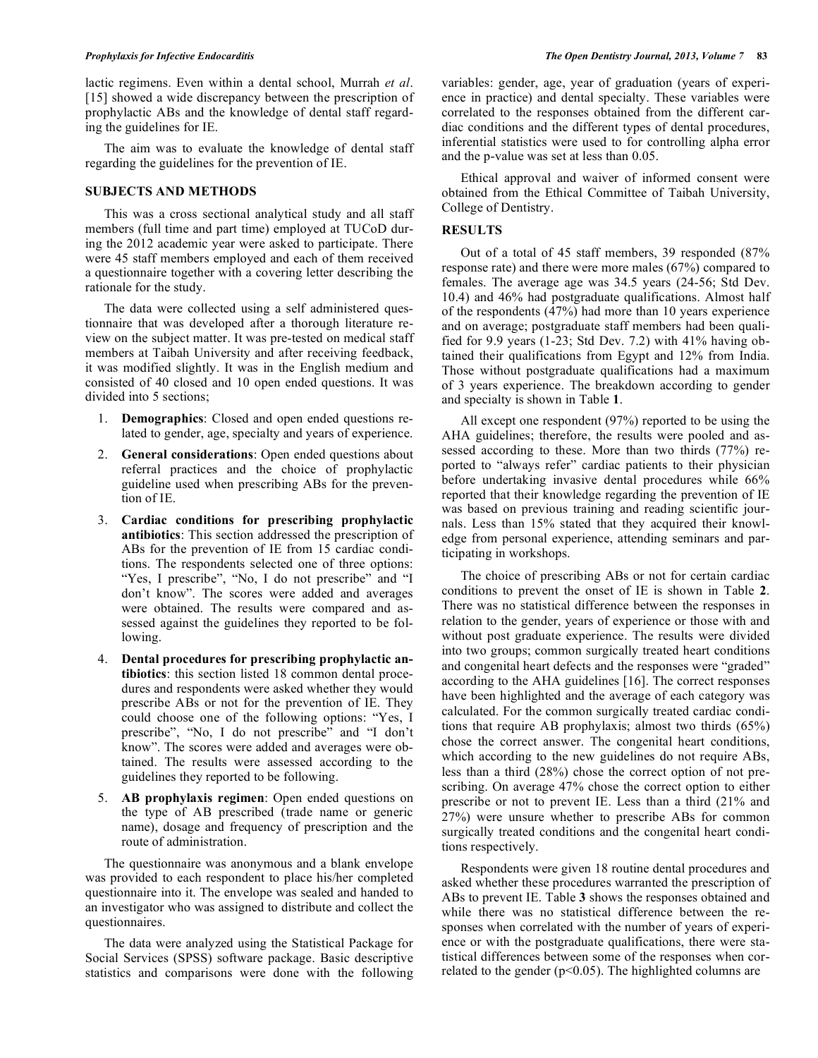lactic regimens. Even within a dental school, Murrah *et al*. [15] showed a wide discrepancy between the prescription of prophylactic ABs and the knowledge of dental staff regarding the guidelines for IE.

The aim was to evaluate the knowledge of dental staff regarding the guidelines for the prevention of IE.

## SUBJECTS AND METHODS

This was a cross sectional analytical study and all staff members (full time and part time) employed at TUCoD during the 2012 academic year were asked to participate. There were 45 staff members employed and each of them received a questionnaire together with a covering letter describing the rationale for the study.

The data were collected using a self administered questionnaire that was developed after a thorough literature review on the subject matter. It was pre-tested on medical staff members at Taibah University and after receiving feedback, it was modified slightly. It was in the English medium and consisted of 40 closed and 10 open ended questions. It was divided into 5 sections;

1. **Demographics**: Closed and open ended questions related to gender, age, specialty and years of experience.
2. **General considerations**: Open ended questions about referral practices and the choice of prophylactic guideline used when prescribing ABs for the prevention of IE.
3. **Cardiac conditions for prescribing prophylactic antibiotics**: This section addressed the prescription of ABs for the prevention of IE from 15 cardiac conditions. The respondents selected one of three options: "Yes, I prescribe", "No, I do not prescribe" and "I don't know". The scores were added and averages were obtained. The results were compared and assessed against the guidelines they reported to be following.
4. **Dental procedures for prescribing prophylactic antibiotics**: this section listed 18 common dental procedures and respondents were asked whether they would prescribe ABs or not for the prevention of IE. They could choose one of the following options: "Yes, I prescribe", "No, I do not prescribe" and "I don't know". The scores were added and averages were obtained. The results were assessed according to the guidelines they reported to be following.
5. **AB prophylaxis regimen**: Open ended questions on the type of AB prescribed (trade name or generic name), dosage and frequency of prescription and the route of administration.

The questionnaire was anonymous and a blank envelope was provided to each respondent to place his/her completed questionnaire into it. The envelope was sealed and handed to an investigator who was assigned to distribute and collect the questionnaires.

The data were analyzed using the Statistical Package for Social Services (SPSS) software package. Basic descriptive statistics and comparisons were done with the following variables: gender, age, year of graduation (years of experience in practice) and dental specialty. These variables were correlated to the responses obtained from the different cardiac conditions and the different types of dental procedures, inferential statistics were used to for controlling alpha error and the p-value was set at less than 0.05.

Ethical approval and waiver of informed consent were obtained from the Ethical Committee of Taibah University, College of Dentistry.

## RESULTS

Out of a total of 45 staff members, 39 responded (87% response rate) and there were more males (67%) compared to females. The average age was 34.5 years (24-56; Std Dev. 10.4) and 46% had postgraduate qualifications. Almost half of the respondents (47%) had more than 10 years experience and on average; postgraduate staff members had been qualified for 9.9 years (1-23; Std Dev. 7.2) with 41% having obtained their qualifications from Egypt and 12% from India. Those without postgraduate qualifications had a maximum of 3 years experience. The breakdown according to gender and specialty is shown in Table **1**.

All except one respondent (97%) reported to be using the AHA guidelines; therefore, the results were pooled and assessed according to these. More than two thirds (77%) reported to "always refer" cardiac patients to their physician before undertaking invasive dental procedures while 66% reported that their knowledge regarding the prevention of IE was based on previous training and reading scientific journals. Less than 15% stated that they acquired their knowledge from personal experience, attending seminars and participating in workshops.

The choice of prescribing ABs or not for certain cardiac conditions to prevent the onset of IE is shown in Table **2**. There was no statistical difference between the responses in relation to the gender, years of experience or those with and without post graduate experience. The results were divided into two groups; common surgically treated heart conditions and congenital heart defects and the responses were "graded" according to the AHA guidelines [16]. The correct responses have been highlighted and the average of each category was calculated. For the common surgically treated cardiac conditions that require AB prophylaxis; almost two thirds (65%) chose the correct answer. The congenital heart conditions, which according to the new guidelines do not require ABs, less than a third (28%) chose the correct option of not prescribing. On average 47% chose the correct option to either prescribe or not to prevent IE. Less than a third (21% and 27%) were unsure whether to prescribe ABs for common surgically treated conditions and the congenital heart conditions respectively.

Respondents were given 18 routine dental procedures and asked whether these procedures warranted the prescription of ABs to prevent IE. Table **3** shows the responses obtained and while there was no statistical difference between the responses when correlated with the number of years of experience or with the postgraduate qualifications, there were statistical differences between some of the responses when correlated to the gender ($p<0.05$). The highlighted columns are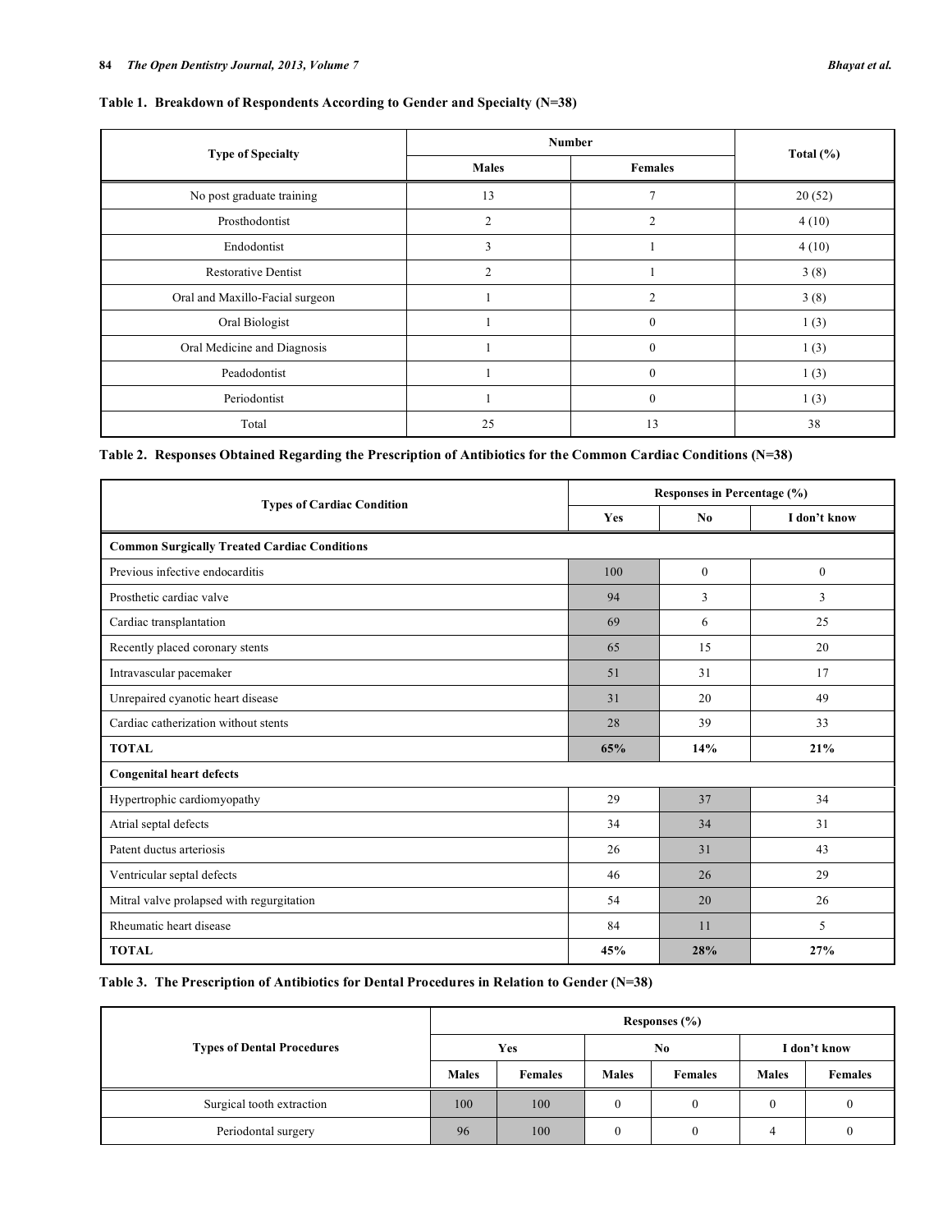**Table 1. Breakdown of Respondents According to Gender and Specialty (N=38)**

| Type of Specialty | Number | | Total (%) |
|---|---|---|---|
| | Males | Females | |
| No post graduate training | 13 | 7 | 20 (52) |
| Prosthodontist | 2 | 2 | 4 (10) |
| Endodontist | 3 | 1 | 4 (10) |
| Restorative Dentist | 2 | 1 | 3 (8) |
| Oral and Maxillo-Facial surgeon | 1 | 2 | 3 (8) |
| Oral Biologist | 1 | 0 | 1 (3) |
| Oral Medicine and Diagnosis | 1 | 0 | 1 (3) |
| Peadodontist | 1 | 0 | 1 (3) |
| Periodontist | 1 | 0 | 1 (3) |
| Total | 25 | 13 | 38 |

**Table 2. Responses Obtained Regarding the Prescription of Antibiotics for the Common Cardiac Conditions (N=38)**

| Types of Cardiac Condition | Responses in Percentage (%) | | |
|---|---|---|---|
| | Yes | No | I don't know |
| **Common Surgically Treated Cardiac Conditions** | | | |
| Previous infective endocarditis | 100 | 0 | 0 |
| Prosthetic cardiac valve | 94 | 3 | 3 |
| Cardiac transplantation | 69 | 6 | 25 |
| Recently placed coronary stents | 65 | 15 | 20 |
| Intravascular pacemaker | 51 | 31 | 17 |
| Unrepaired cyanotic heart disease | 31 | 20 | 49 |
| Cardiac catherization without stents | 28 | 39 | 33 |
| **TOTAL** | **65%** | **14%** | **21%** |
| **Congenital heart defects** | | | |
| Hypertrophic cardiomyopathy | 29 | 37 | 34 |
| Atrial septal defects | 34 | 34 | 31 |
| Patent ductus arteriosis | 26 | 31 | 43 |
| Ventricular septal defects | 46 | 26 | 29 |
| Mitral valve prolapsed with regurgitation | 54 | 20 | 26 |
| Rheumatic heart disease | 84 | 11 | 5 |
| **TOTAL** | **45%** | **28%** | **27%** |

**Table 3. The Prescription of Antibiotics for Dental Procedures in Relation to Gender (N=38)**

| Types of Dental Procedures | Responses (%) | | | | | |
|---|---|---|---|---|---|---|
| | Yes | | No | | I don't know | |
| | Males | Females | Males | Females | Males | Females |
| Surgical tooth extraction | 100 | 100 | 0 | 0 | 0 | 0 |
| Periodontal surgery | 96 | 100 | 0 | 0 | 4 | 0 |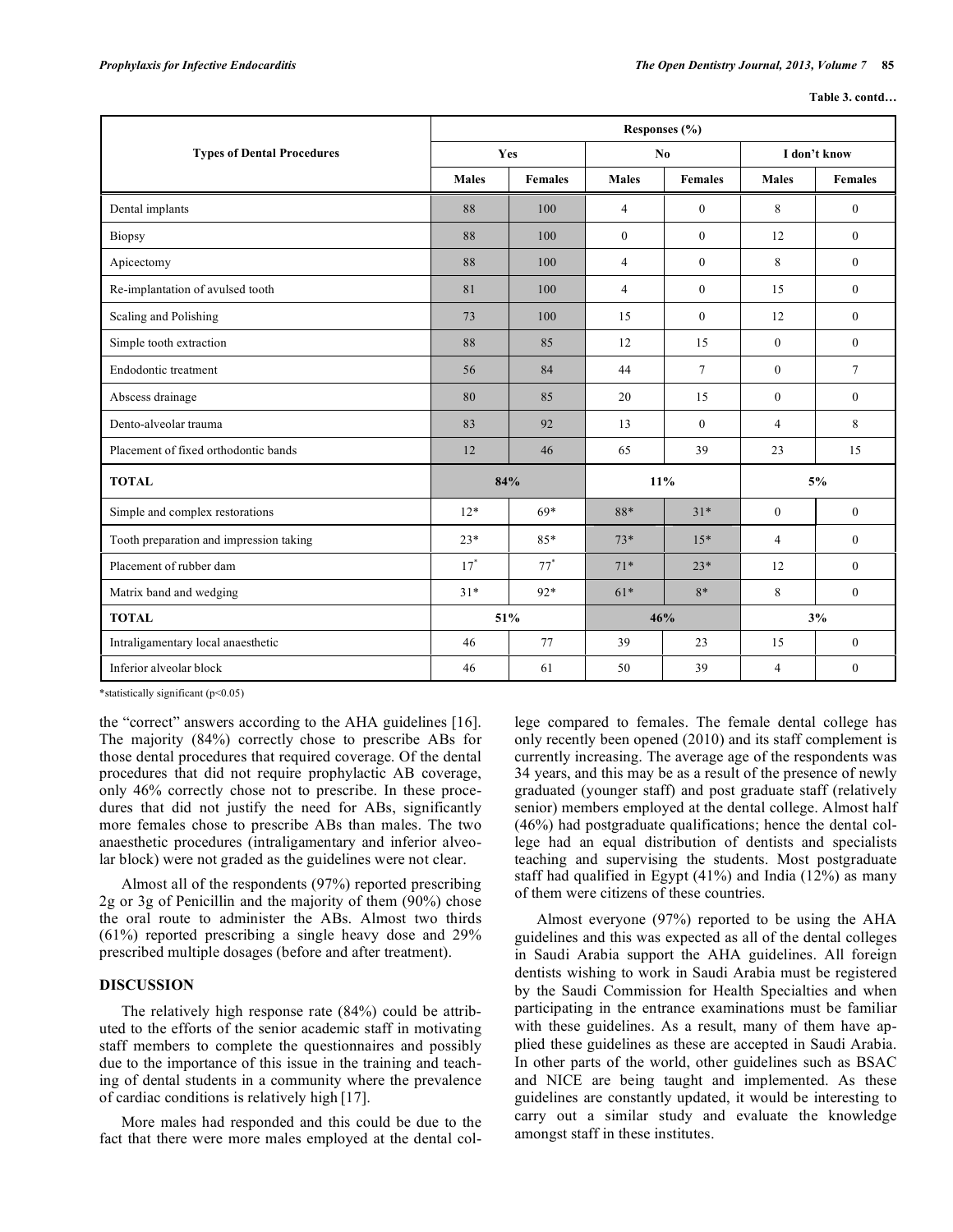**Table 3. contd…**

| Types of Dental Procedures | Responses (%) | | | | | |
|---|---|---|---|---|---|---|
| | Yes | | No | | I don't know | |
| | Males | Females | Males | Females | Males | Females |
| Dental implants | 88 | 100 | 4 | 0 | 8 | 0 |
| Biopsy | 88 | 100 | 0 | 0 | 12 | 0 |
| Apicectomy | 88 | 100 | 4 | 0 | 8 | 0 |
| Re-implantation of avulsed tooth | 81 | 100 | 4 | 0 | 15 | 0 |
| Scaling and Polishing | 73 | 100 | 15 | 0 | 12 | 0 |
| Simple tooth extraction | 88 | 85 | 12 | 15 | 0 | 0 |
| Endodontic treatment | 56 | 84 | 44 | 7 | 0 | 7 |
| Abscess drainage | 80 | 85 | 20 | 15 | 0 | 0 |
| Dento-alveolar trauma | 83 | 92 | 13 | 0 | 4 | 8 |
| Placement of fixed orthodontic bands | 12 | 46 | 65 | 39 | 23 | 15 |
| **TOTAL** | **84%** | | **11%** | | **5%** | |
| Simple and complex restorations | 12* | 69* | 88* | 31* | 0 | 0 |
| Tooth preparation and impression taking | 23* | 85* | 73* | 15* | 4 | 0 |
| Placement of rubber dam | 17* | 77* | 71* | 23* | 12 | 0 |
| Matrix band and wedging | 31* | 92* | 61* | 8* | 8 | 0 |
| **TOTAL** | **51%** | | **46%** | | **3%** | |
| Intraligamentary local anaesthetic | 46 | 77 | 39 | 23 | 15 | 0 |
| Inferior alveolar block | 46 | 61 | 50 | 39 | 4 | 0 |

*statistically significant ($p<0.05$)

the "correct" answers according to the AHA guidelines [16]. The majority (84%) correctly chose to prescribe ABs for those dental procedures that required coverage. Of the dental procedures that did not require prophylactic AB coverage, only 46% correctly chose not to prescribe. In these procedures that did not justify the need for ABs, significantly more females chose to prescribe ABs than males. The two anaesthetic procedures (intraligamentary and inferior alveolar block) were not graded as the guidelines were not clear.

Almost all of the respondents (97%) reported prescribing 2g or 3g of Penicillin and the majority of them (90%) chose the oral route to administer the ABs. Almost two thirds (61%) reported prescribing a single heavy dose and 29% prescribed multiple dosages (before and after treatment).

## DISCUSSION

The relatively high response rate (84%) could be attributed to the efforts of the senior academic staff in motivating staff members to complete the questionnaires and possibly due to the importance of this issue in the training and teaching of dental students in a community where the prevalence of cardiac conditions is relatively high [17].

More males had responded and this could be due to the fact that there were more males employed at the dental college compared to females. The female dental college has only recently been opened (2010) and its staff complement is currently increasing. The average age of the respondents was 34 years, and this may be as a result of the presence of newly graduated (younger staff) and post graduate staff (relatively senior) members employed at the dental college. Almost half (46%) had postgraduate qualifications; hence the dental college had an equal distribution of dentists and specialists teaching and supervising the students. Most postgraduate staff had qualified in Egypt (41%) and India (12%) as many of them were citizens of these countries.

Almost everyone (97%) reported to be using the AHA guidelines and this was expected as all of the dental colleges in Saudi Arabia support the AHA guidelines. All foreign dentists wishing to work in Saudi Arabia must be registered by the Saudi Commission for Health Specialties and when participating in the entrance examinations must be familiar with these guidelines. As a result, many of them have applied these guidelines as these are accepted in Saudi Arabia. In other parts of the world, other guidelines such as BSAC and NICE are being taught and implemented. As these guidelines are constantly updated, it would be interesting to carry out a similar study and evaluate the knowledge amongst staff in these institutes.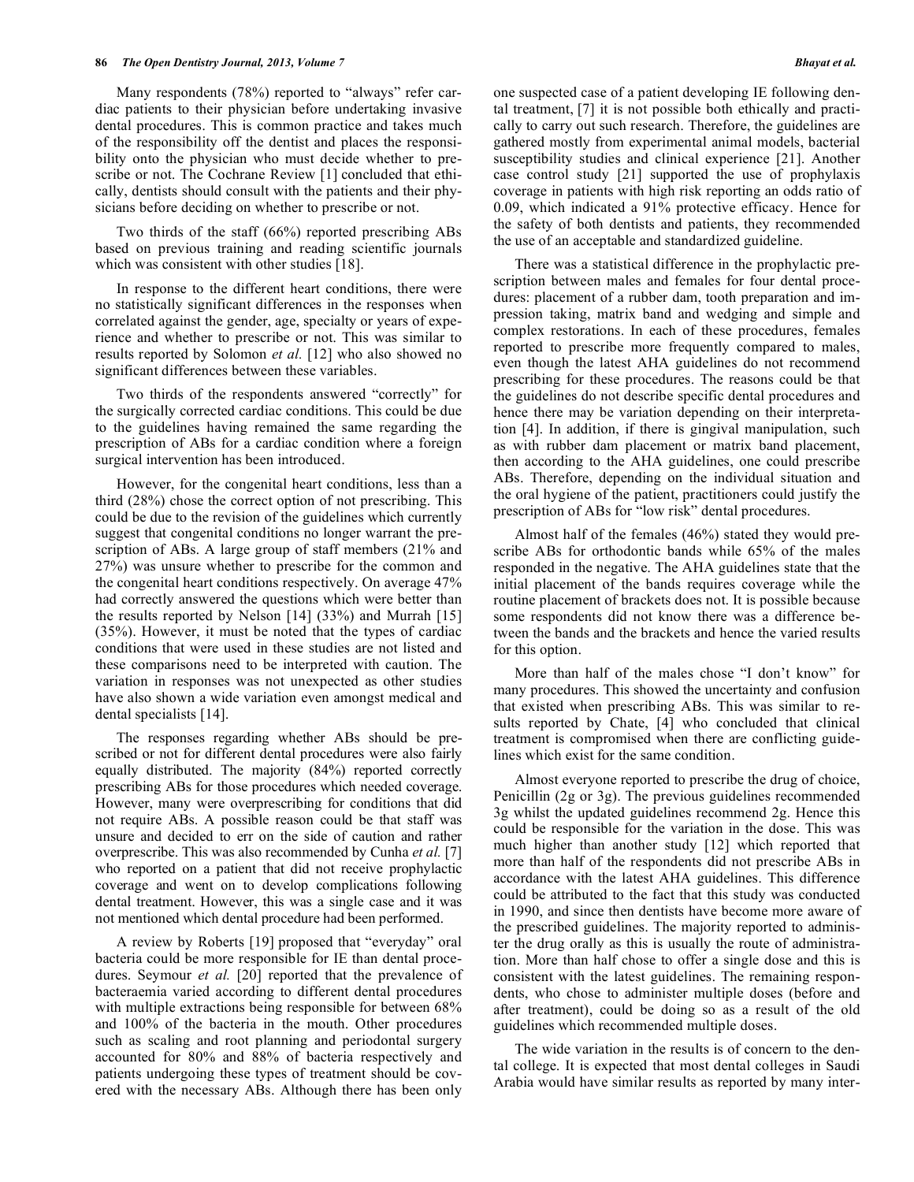Many respondents (78%) reported to "always" refer cardiac patients to their physician before undertaking invasive dental procedures. This is common practice and takes much of the responsibility off the dentist and places the responsibility onto the physician who must decide whether to prescribe or not. The Cochrane Review [1] concluded that ethically, dentists should consult with the patients and their physicians before deciding on whether to prescribe or not.

Two thirds of the staff (66%) reported prescribing ABs based on previous training and reading scientific journals which was consistent with other studies [18].

In response to the different heart conditions, there were no statistically significant differences in the responses when correlated against the gender, age, specialty or years of experience and whether to prescribe or not. This was similar to results reported by Solomon *et al.* [12] who also showed no significant differences between these variables.

Two thirds of the respondents answered "correctly" for the surgically corrected cardiac conditions. This could be due to the guidelines having remained the same regarding the prescription of ABs for a cardiac condition where a foreign surgical intervention has been introduced.

However, for the congenital heart conditions, less than a third (28%) chose the correct option of not prescribing. This could be due to the revision of the guidelines which currently suggest that congenital conditions no longer warrant the prescription of ABs. A large group of staff members (21% and 27%) was unsure whether to prescribe for the common and the congenital heart conditions respectively. On average 47% had correctly answered the questions which were better than the results reported by Nelson [14] (33%) and Murrah [15] (35%). However, it must be noted that the types of cardiac conditions that were used in these studies are not listed and these comparisons need to be interpreted with caution. The variation in responses was not unexpected as other studies have also shown a wide variation even amongst medical and dental specialists [14].

The responses regarding whether ABs should be prescribed or not for different dental procedures were also fairly equally distributed. The majority (84%) reported correctly prescribing ABs for those procedures which needed coverage. However, many were overprescribing for conditions that did not require ABs. A possible reason could be that staff was unsure and decided to err on the side of caution and rather overprescribe. This was also recommended by Cunha *et al.* [7] who reported on a patient that did not receive prophylactic coverage and went on to develop complications following dental treatment. However, this was a single case and it was not mentioned which dental procedure had been performed.

A review by Roberts [19] proposed that "everyday" oral bacteria could be more responsible for IE than dental procedures. Seymour *et al.* [20] reported that the prevalence of bacteraemia varied according to different dental procedures with multiple extractions being responsible for between 68% and 100% of the bacteria in the mouth. Other procedures such as scaling and root planning and periodontal surgery accounted for 80% and 88% of bacteria respectively and patients undergoing these types of treatment should be covered with the necessary ABs. Although there has been only one suspected case of a patient developing IE following dental treatment, [7] it is not possible both ethically and practically to carry out such research. Therefore, the guidelines are gathered mostly from experimental animal models, bacterial susceptibility studies and clinical experience [21]. Another case control study [21] supported the use of prophylaxis coverage in patients with high risk reporting an odds ratio of 0.09, which indicated a 91% protective efficacy. Hence for the safety of both dentists and patients, they recommended the use of an acceptable and standardized guideline.

There was a statistical difference in the prophylactic prescription between males and females for four dental procedures: placement of a rubber dam, tooth preparation and impression taking, matrix band and wedging and simple and complex restorations. In each of these procedures, females reported to prescribe more frequently compared to males, even though the latest AHA guidelines do not recommend prescribing for these procedures. The reasons could be that the guidelines do not describe specific dental procedures and hence there may be variation depending on their interpretation [4]. In addition, if there is gingival manipulation, such as with rubber dam placement or matrix band placement, then according to the AHA guidelines, one could prescribe ABs. Therefore, depending on the individual situation and the oral hygiene of the patient, practitioners could justify the prescription of ABs for "low risk" dental procedures.

Almost half of the females (46%) stated they would prescribe ABs for orthodontic bands while 65% of the males responded in the negative. The AHA guidelines state that the initial placement of the bands requires coverage while the routine placement of brackets does not. It is possible because some respondents did not know there was a difference between the bands and the brackets and hence the varied results for this option.

More than half of the males chose "I don't know" for many procedures. This showed the uncertainty and confusion that existed when prescribing ABs. This was similar to results reported by Chate, [4] who concluded that clinical treatment is compromised when there are conflicting guidelines which exist for the same condition.

Almost everyone reported to prescribe the drug of choice, Penicillin (2g or 3g). The previous guidelines recommended 3g whilst the updated guidelines recommend 2g. Hence this could be responsible for the variation in the dose. This was much higher than another study [12] which reported that more than half of the respondents did not prescribe ABs in accordance with the latest AHA guidelines. This difference could be attributed to the fact that this study was conducted in 1990, and since then dentists have become more aware of the prescribed guidelines. The majority reported to administer the drug orally as this is usually the route of administration. More than half chose to offer a single dose and this is consistent with the latest guidelines. The remaining respondents, who chose to administer multiple doses (before and after treatment), could be doing so as a result of the old guidelines which recommended multiple doses.

The wide variation in the results is of concern to the dental college. It is expected that most dental colleges in Saudi Arabia would have similar results as reported by many inter-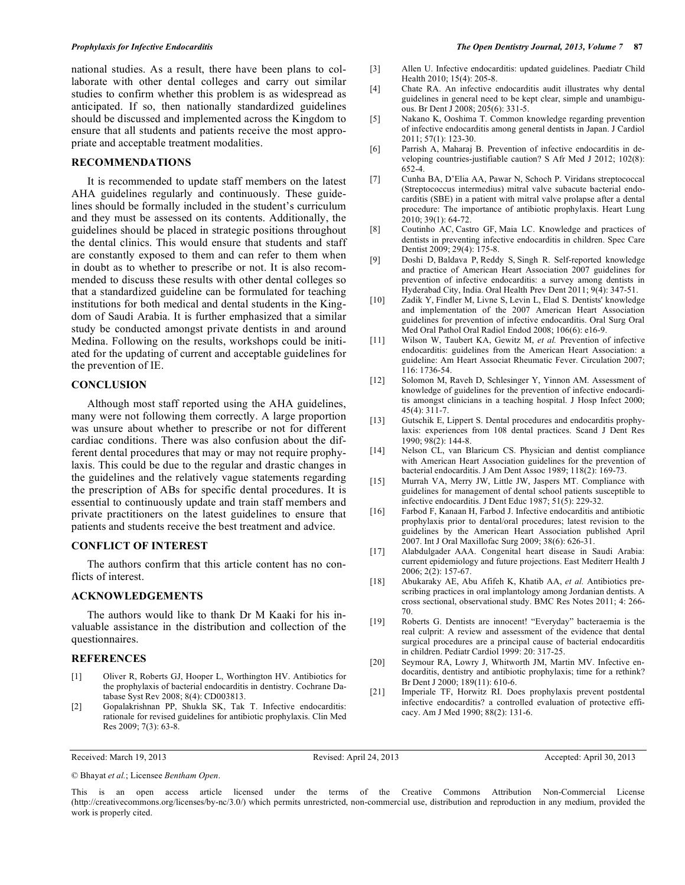national studies. As a result, there have been plans to collaborate with other dental colleges and carry out similar studies to confirm whether this problem is as widespread as anticipated. If so, then nationally standardized guidelines should be discussed and implemented across the Kingdom to ensure that all students and patients receive the most appropriate and acceptable treatment modalities.

## RECOMMENDATIONS

It is recommended to update staff members on the latest AHA guidelines regularly and continuously. These guidelines should be formally included in the student's curriculum and they must be assessed on its contents. Additionally, the guidelines should be placed in strategic positions throughout the dental clinics. This would ensure that students and staff are constantly exposed to them and can refer to them when in doubt as to whether to prescribe or not. It is also recommended to discuss these results with other dental colleges so that a standardized guideline can be formulated for teaching institutions for both medical and dental students in the Kingdom of Saudi Arabia. It is further emphasized that a similar study be conducted amongst private dentists in and around Medina. Following on the results, workshops could be initiated for the updating of current and acceptable guidelines for the prevention of IE.

## CONCLUSION

Although most staff reported using the AHA guidelines, many were not following them correctly. A large proportion was unsure about whether to prescribe or not for different cardiac conditions. There was also confusion about the different dental procedures that may or may not require prophylaxis. This could be due to the regular and drastic changes in the guidelines and the relatively vague statements regarding the prescription of ABs for specific dental procedures. It is essential to continuously update and train staff members and private practitioners on the latest guidelines to ensure that patients and students receive the best treatment and advice.

## CONFLICT OF INTEREST

The authors confirm that this article content has no conflicts of interest.

## ACKNOWLEDGEMENTS

The authors would like to thank Dr M Kaaki for his invaluable assistance in the distribution and collection of the questionnaires.

## REFERENCES

[1] Oliver R, Roberts GJ, Hooper L, Worthington HV. Antibiotics for the prophylaxis of bacterial endocarditis in dentistry. Cochrane Database Syst Rev 2008; 8(4): CD003813.

[2] Gopalakrishnan PP, Shukla SK, Tak T. Infective endocarditis: rationale for revised guidelines for antibiotic prophylaxis. Clin Med Res 2009; 7(3): 63-8.

[3] Allen U. Infective endocarditis: updated guidelines. Paediatr Child Health 2010; 15(4): 205-8.

[4] Chate RA. An infective endocarditis audit illustrates why dental guidelines in general need to be kept clear, simple and unambiguous. Br Dent J 2008; 205(6): 331-5.

[5] Nakano K, Ooshima T. Common knowledge regarding prevention of infective endocarditis among general dentists in Japan. J Cardiol 2011; 57(1): 123-30.

[6] Parrish A, Maharaj B. Prevention of infective endocarditis in developing countries-justifiable caution? S Afr Med J 2012; 102(8): 652-4.

[7] Cunha BA, D'Elia AA, Pawar N, Schoch P. Viridans streptococcal (Streptococcus intermedius) mitral valve subacute bacterial endocarditis (SBE) in a patient with mitral valve prolapse after a dental procedure: The importance of antibiotic prophylaxis. Heart Lung 2010; 39(1): 64-72.

[8] Coutinho AC, Castro GF, Maia LC. Knowledge and practices of dentists in preventing infective endocarditis in children. Spec Care Dentist 2009; 29(4): 175-8.

[9] Doshi D, Baldava P, Reddy S, Singh R. Self-reported knowledge and practice of American Heart Association 2007 guidelines for prevention of infective endocarditis: a survey among dentists in Hyderabad City, India. Oral Health Prev Dent 2011; 9(4): 347-51.

[10] Zadik Y, Findler M, Livne S, Levin L, Elad S. Dentists' knowledge and implementation of the 2007 American Heart Association guidelines for prevention of infective endocarditis. Oral Surg Oral Med Oral Pathol Oral Radiol Endod 2008; 106(6): e16-9.

[11] Wilson W, Taubert KA, Gewitz M, *et al.* Prevention of infective endocarditis: guidelines from the American Heart Association: a guideline: Am Heart Associat Rheumatic Fever. Circulation 2007; 116: 1736-54.

[12] Solomon M, Raveh D, Schlesinger Y, Yinnon AM. Assessment of knowledge of guidelines for the prevention of infective endocarditis amongst clinicians in a teaching hospital. J Hosp Infect 2000; 45(4): 311-7.

[13] Gutschik E, Lippert S. Dental procedures and endocarditis prophylaxis: experiences from 108 dental practices. Scand J Dent Res 1990; 98(2): 144-8.

[14] Nelson CL, van Blaricum CS. Physician and dentist compliance with American Heart Association guidelines for the prevention of bacterial endocarditis. J Am Dent Assoc 1989; 118(2): 169-73.

[15] Murrah VA, Merry JW, Little JW, Jaspers MT. Compliance with guidelines for management of dental school patients susceptible to infective endocarditis. J Dent Educ 1987; 51(5): 229-32.

[16] Farbod F, Kanaan H, Farbod J. Infective endocarditis and antibiotic prophylaxis prior to dental/oral procedures; latest revision to the guidelines by the American Heart Association published April 2007. Int J Oral Maxillofac Surg 2009; 38(6): 626-31.

[17] Alabdulgader AAA. Congenital heart disease in Saudi Arabia: current epidemiology and future projections. East Mediterr Health J 2006; 2(2): 157-67.

[18] Abukaraky AE, Abu Afifeh K, Khatib AA, *et al.* Antibiotics prescribing practices in oral implantology among Jordanian dentists. A cross sectional, observational study. BMC Res Notes 2011; 4: 266-70.

[19] Roberts G. Dentists are innocent! "Everyday" bacteraemia is the real culprit: A review and assessment of the evidence that dental surgical procedures are a principal cause of bacterial endocarditis in children. Pediatr Cardiol 1999: 20: 317-25.

[20] Seymour RA, Lowry J, Whitworth JM, Martin MV. Infective endocarditis, dentistry and antibiotic prophylaxis; time for a rethink? Br Dent J 2000; 189(11): 610-6.

[21] Imperiale TF, Horwitz RI. Does prophylaxis prevent postdental infective endocarditis? a controlled evaluation of protective efficacy. Am J Med 1990; 88(2): 131-6.

Received: March 19, 2013 Revised: April 24, 2013 Accepted: April 30, 2013

© Bhayat *et al.*; Licensee *Bentham Open*.

This is an open access article licensed under the terms of the Creative Commons Attribution Non-Commercial License (http://creativecommons.org/licenses/by-nc/3.0/) which permits unrestricted, non-commercial use, distribution and reproduction in any medium, provided the work is properly cited.